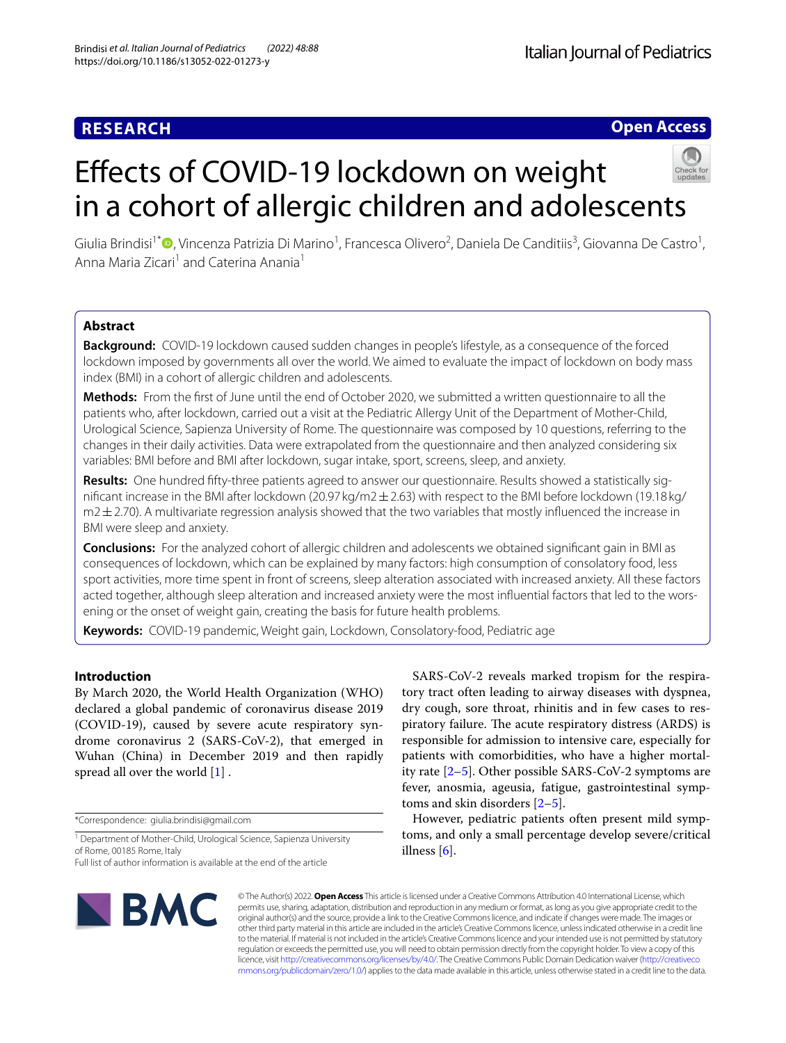**RESEARCH** **Open Access**

# Effects of COVID-19 lockdown on weight in a cohort of allergic children and adolescents

Giulia Brindisi[1*], Vincenza Patrizia Di Marino[1], Francesca Olivero[2], Daniela De Canditiis[3], Giovanna De Castro[1], Anna Maria Zicari[1] and Caterina Anania[1]

## Abstract

**Background:** COVID-19 lockdown caused sudden changes in people's lifestyle, as a consequence of the forced lockdown imposed by governments all over the world. We aimed to evaluate the impact of lockdown on body mass index (BMI) in a cohort of allergic children and adolescents.

**Methods:** From the first of June until the end of October 2020, we submitted a written questionnaire to all the patients who, after lockdown, carried out a visit at the Pediatric Allergy Unit of the Department of Mother-Child, Urological Science, Sapienza University of Rome. The questionnaire was composed by 10 questions, referring to the changes in their daily activities. Data were extrapolated from the questionnaire and then analyzed considering six variables: BMI before and BMI after lockdown, sugar intake, sport, screens, sleep, and anxiety.

**Results:** One hundred fifty-three patients agreed to answer our questionnaire. Results showed a statistically significant increase in the BMI after lockdown (20.97 kg/m2 ± 2.63) with respect to the BMI before lockdown (19.18 kg/m2 ± 2.70). A multivariate regression analysis showed that the two variables that mostly influenced the increase in BMI were sleep and anxiety.

**Conclusions:** For the analyzed cohort of allergic children and adolescents we obtained significant gain in BMI as consequences of lockdown, which can be explained by many factors: high consumption of consolatory food, less sport activities, more time spent in front of screens, sleep alteration associated with increased anxiety. All these factors acted together, although sleep alteration and increased anxiety were the most influential factors that led to the worsening or the onset of weight gain, creating the basis for future health problems.

**Keywords:** COVID-19 pandemic, Weight gain, Lockdown, Consolatory-food, Pediatric age

## Introduction

By March 2020, the World Health Organization (WHO) declared a global pandemic of coronavirus disease 2019 (COVID-19), caused by severe acute respiratory syndrome coronavirus 2 (SARS-CoV-2), that emerged in Wuhan (China) in December 2019 and then rapidly spread all over the world [1] .

SARS-CoV-2 reveals marked tropism for the respiratory tract often leading to airway diseases with dyspnea, dry cough, sore throat, rhinitis and in few cases to respiratory failure. The acute respiratory distress (ARDS) is responsible for admission to intensive care, especially for patients with comorbidities, who have a higher mortality rate [2–5]. Other possible SARS-CoV-2 symptoms are fever, anosmia, ageusia, fatigue, gastrointestinal symptoms and skin disorders [2–5].

However, pediatric patients often present mild symptoms, and only a small percentage develop severe/critical illness [6].

*Correspondence: giulia.brindisi@gmail.com

[1] Department of Mother-Child, Urological Science, Sapienza University of Rome, 00185 Rome, Italy

Full list of author information is available at the end of the article

© The Author(s) 2022. **Open Access** This article is licensed under a Creative Commons Attribution 4.0 International License, which permits use, sharing, adaptation, distribution and reproduction in any medium or format, as long as you give appropriate credit to the original author(s) and the source, provide a link to the Creative Commons licence, and indicate if changes were made. The images or other third party material in this article are included in the article's Creative Commons licence, unless indicated otherwise in a credit line to the material. If material is not included in the article's Creative Commons licence and your intended use is not permitted by statutory regulation or exceeds the permitted use, you will need to obtain permission directly from the copyright holder. To view a copy of this licence, visit http://creativecommons.org/licenses/by/4.0/. The Creative Commons Public Domain Dedication waiver (http://creativecommons.org/publicdomain/zero/1.0/) applies to the data made available in this article, unless otherwise stated in a credit line to the data.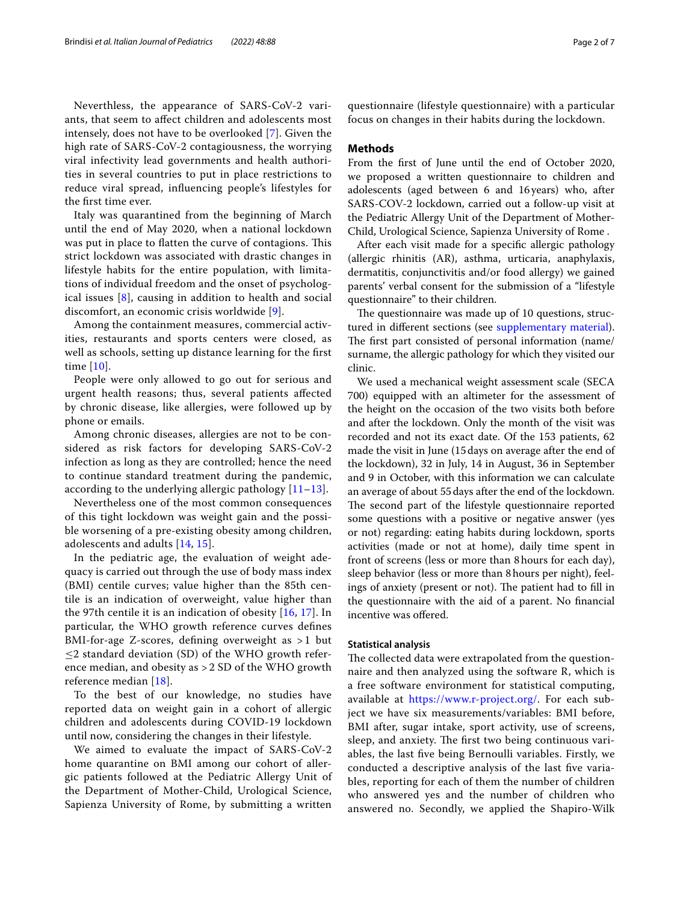Neverthless, the appearance of SARS-CoV-2 variants, that seem to affect children and adolescents most intensely, does not have to be overlooked [7]. Given the high rate of SARS-CoV-2 contagiousness, the worrying viral infectivity lead governments and health authorities in several countries to put in place restrictions to reduce viral spread, influencing people's lifestyles for the first time ever.

Italy was quarantined from the beginning of March until the end of May 2020, when a national lockdown was put in place to flatten the curve of contagions. This strict lockdown was associated with drastic changes in lifestyle habits for the entire population, with limitations of individual freedom and the onset of psychological issues [8], causing in addition to health and social discomfort, an economic crisis worldwide [9].

Among the containment measures, commercial activities, restaurants and sports centers were closed, as well as schools, setting up distance learning for the first time [10].

People were only allowed to go out for serious and urgent health reasons; thus, several patients affected by chronic disease, like allergies, were followed up by phone or emails.

Among chronic diseases, allergies are not to be considered as risk factors for developing SARS-CoV-2 infection as long as they are controlled; hence the need to continue standard treatment during the pandemic, according to the underlying allergic pathology [11–13].

Nevertheless one of the most common consequences of this tight lockdown was weight gain and the possible worsening of a pre-existing obesity among children, adolescents and adults [14, 15].

In the pediatric age, the evaluation of weight adequacy is carried out through the use of body mass index (BMI) centile curves; value higher than the 85th centile is an indication of overweight, value higher than the 97th centile it is an indication of obesity [16, 17]. In particular, the WHO growth reference curves defines BMI-for-age Z-scores, defining overweight as $>1$ but $\leq 2$ standard deviation (SD) of the WHO growth reference median, and obesity as $>2$ SD of the WHO growth reference median [18].

To the best of our knowledge, no studies have reported data on weight gain in a cohort of allergic children and adolescents during COVID-19 lockdown until now, considering the changes in their lifestyle.

We aimed to evaluate the impact of SARS-CoV-2 home quarantine on BMI among our cohort of allergic patients followed at the Pediatric Allergy Unit of the Department of Mother-Child, Urological Science, Sapienza University of Rome, by submitting a written questionnaire (lifestyle questionnaire) with a particular focus on changes in their habits during the lockdown.

## Methods

From the first of June until the end of October 2020, we proposed a written questionnaire to children and adolescents (aged between 6 and 16 years) who, after SARS-COV-2 lockdown, carried out a follow-up visit at the Pediatric Allergy Unit of the Department of Mother-Child, Urological Science, Sapienza University of Rome .

After each visit made for a specific allergic pathology (allergic rhinitis (AR), asthma, urticaria, anaphylaxis, dermatitis, conjunctivitis and/or food allergy) we gained parents' verbal consent for the submission of a "lifestyle questionnaire" to their children.

The questionnaire was made up of 10 questions, structured in different sections (see supplementary material). The first part consisted of personal information (name/surname, the allergic pathology for which they visited our clinic.

We used a mechanical weight assessment scale (SECA 700) equipped with an altimeter for the assessment of the height on the occasion of the two visits both before and after the lockdown. Only the month of the visit was recorded and not its exact date. Of the 153 patients, 62 made the visit in June (15 days on average after the end of the lockdown), 32 in July, 14 in August, 36 in September and 9 in October, with this information we can calculate an average of about 55 days after the end of the lockdown. The second part of the lifestyle questionnaire reported some questions with a positive or negative answer (yes or not) regarding: eating habits during lockdown, sports activities (made or not at home), daily time spent in front of screens (less or more than 8 hours for each day), sleep behavior (less or more than 8 hours per night), feelings of anxiety (present or not). The patient had to fill in the questionnaire with the aid of a parent. No financial incentive was offered.

### Statistical analysis

The collected data were extrapolated from the questionnaire and then analyzed using the software R, which is a free software environment for statistical computing, available at https://www.r-project.org/. For each subject we have six measurements/variables: BMI before, BMI after, sugar intake, sport activity, use of screens, sleep, and anxiety. The first two being continuous variables, the last five being Bernoulli variables. Firstly, we conducted a descriptive analysis of the last five variables, reporting for each of them the number of children who answered yes and the number of children who answered no. Secondly, we applied the Shapiro-Wilk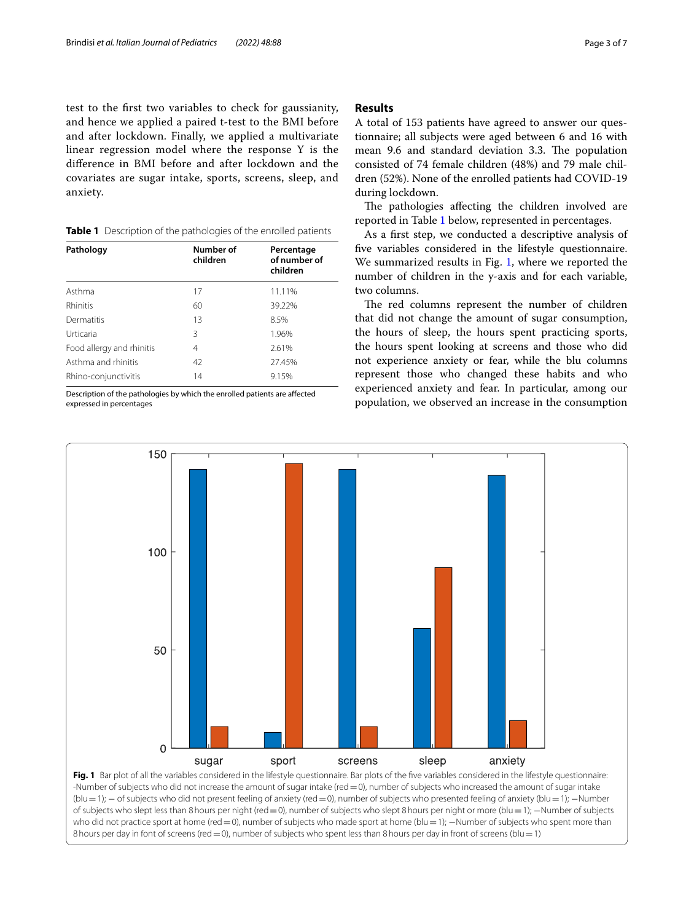test to the first two variables to check for gaussianity, and hence we applied a paired t-test to the BMI before and after lockdown. Finally, we applied a multivariate linear regression model where the response Y is the difference in BMI before and after lockdown and the covariates are sugar intake, sports, screens, sleep, and anxiety.

**Table 1** Description of the pathologies of the enrolled patients

| Pathology | Number of children | Percentage of number of children |
|---|---|---|
| Asthma | 17 | 11.11% |
| Rhinitis | 60 | 39.22% |
| Dermatitis | 13 | 8.5% |
| Urticaria | 3 | 1.96% |
| Food allergy and rhinitis | 4 | 2.61% |
| Asthma and rhinitis | 42 | 27.45% |
| Rhino-conjunctivitis | 14 | 9.15% |

Description of the pathologies by which the enrolled patients are affected expressed in percentages

## Results

A total of 153 patients have agreed to answer our questionnaire; all subjects were aged between 6 and 16 with mean 9.6 and standard deviation 3.3. The population consisted of 74 female children (48%) and 79 male children (52%). None of the enrolled patients had COVID-19 during lockdown.

The pathologies affecting the children involved are reported in Table 1 below, represented in percentages.

As a first step, we conducted a descriptive analysis of five variables considered in the lifestyle questionnaire. We summarized results in Fig. 1, where we reported the number of children in the y-axis and for each variable, two columns.

The red columns represent the number of children that did not change the amount of sugar consumption, the hours of sleep, the hours spent practicing sports, the hours spent looking at screens and those who did not experience anxiety or fear, while the blu columns represent those who changed these habits and who experienced anxiety and fear. In particular, among our population, we observed an increase in the consumption

**Fig. 1** Bar plot of all the variables considered in the lifestyle questionnaire. Bar plots of the five variables considered in the lifestyle questionnaire: -Number of subjects who did not increase the amount of sugar intake (red = 0), number of subjects who increased the amount of sugar intake (blu = 1); − of subjects who did not present feeling of anxiety (red = 0), number of subjects who presented feeling of anxiety (blu = 1); −Number of subjects who slept less than 8 hours per night (red = 0), number of subjects who slept 8 hours per night or more (blu = 1); −Number of subjects who did not practice sport at home (red = 0), number of subjects who made sport at home (blu = 1); −Number of subjects who spent more than 8 hours per day in font of screens (red = 0), number of subjects who spent less than 8 hours per day in front of screens (blu = 1)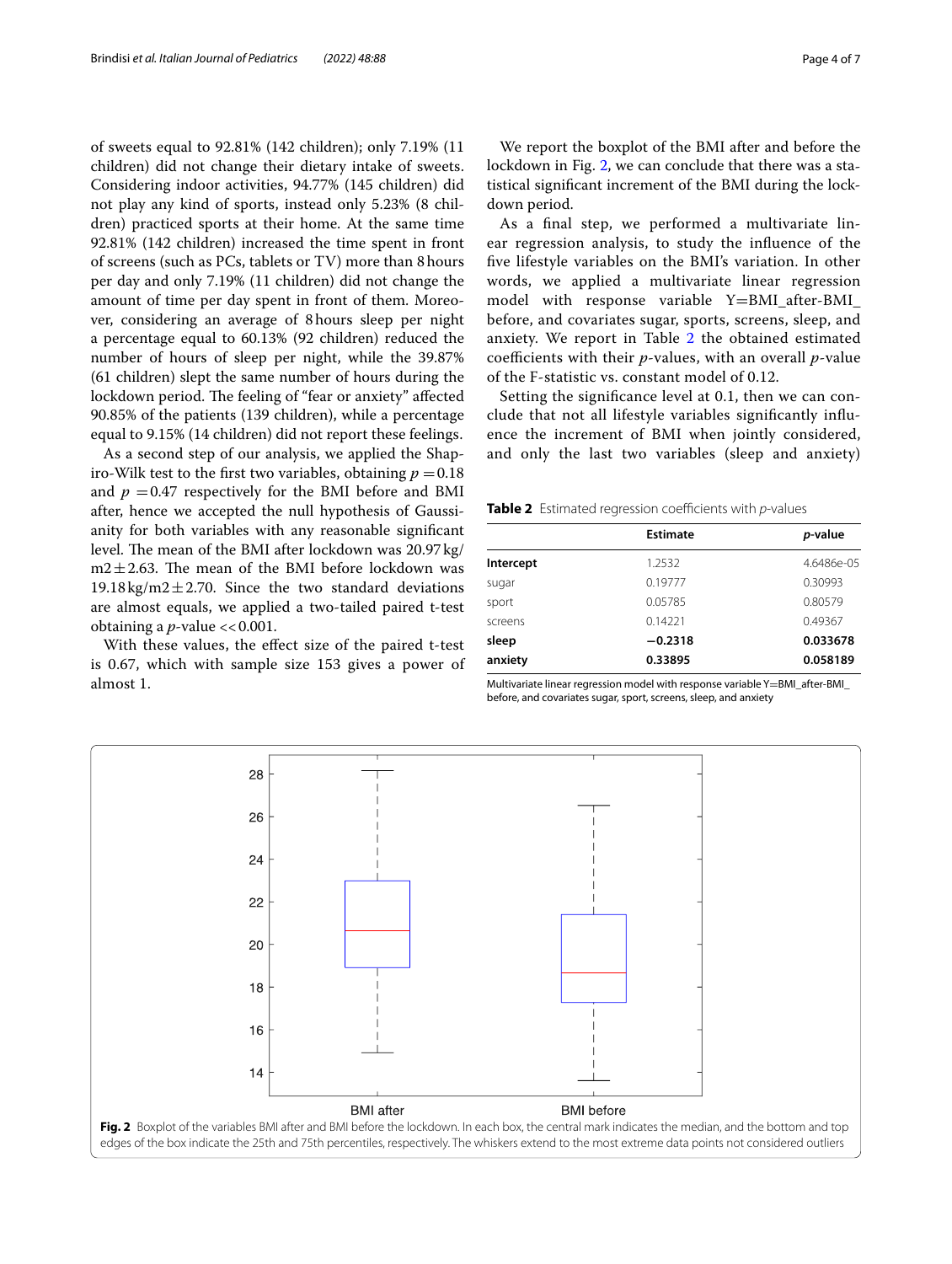of sweets equal to 92.81% (142 children); only 7.19% (11 children) did not change their dietary intake of sweets. Considering indoor activities, 94.77% (145 children) did not play any kind of sports, instead only 5.23% (8 children) practiced sports at their home. At the same time 92.81% (142 children) increased the time spent in front of screens (such as PCs, tablets or TV) more than 8 hours per day and only 7.19% (11 children) did not change the amount of time per day spent in front of them. Moreover, considering an average of 8 hours sleep per night a percentage equal to 60.13% (92 children) reduced the number of hours of sleep per night, while the 39.87% (61 children) slept the same number of hours during the lockdown period. The feeling of "fear or anxiety" affected 90.85% of the patients (139 children), while a percentage equal to 9.15% (14 children) did not report these feelings.

As a second step of our analysis, we applied the Shapiro-Wilk test to the first two variables, obtaining $p = 0.18$ and $p = 0.47$ respectively for the BMI before and BMI after, hence we accepted the null hypothesis of Gaussianity for both variables with any reasonable significant level. The mean of the BMI after lockdown was 20.97 kg/m2 $\pm$ 2.63. The mean of the BMI before lockdown was 19.18 kg/m2 $\pm$ 2.70. Since the two standard deviations are almost equals, we applied a two-tailed paired t-test obtaining a *p*-value << 0.001.

With these values, the effect size of the paired t-test is 0.67, which with sample size 153 gives a power of almost 1.

We report the boxplot of the BMI after and before the lockdown in Fig. 2, we can conclude that there was a statistical significant increment of the BMI during the lockdown period.

As a final step, we performed a multivariate linear regression analysis, to study the influence of the five lifestyle variables on the BMI's variation. In other words, we applied a multivariate linear regression model with response variable Y=BMI_after-BMI_before, and covariates sugar, sports, screens, sleep, and anxiety. We report in Table 2 the obtained estimated coefficients with their *p*-values, with an overall *p*-value of the F-statistic vs. constant model of 0.12.

Setting the significance level at 0.1, then we can conclude that not all lifestyle variables significantly influence the increment of BMI when jointly considered, and only the last two variables (sleep and anxiety)

**Table 2** Estimated regression coefficients with *p*-values

| | Estimate | *p*-value |
|---|---|---|
| **Intercept** | 1.2532 | 4.6486e-05 |
| sugar | 0.19777 | 0.30993 |
| sport | 0.05785 | 0.80579 |
| screens | 0.14221 | 0.49367 |
| **sleep** | **−0.2318** | **0.033678** |
| **anxiety** | **0.33895** | **0.058189** |

Multivariate linear regression model with response variable Y=BMI_after-BMI_before, and covariates sugar, sport, screens, sleep, and anxiety

**Fig. 2** Boxplot of the variables BMI after and BMI before the lockdown. In each box, the central mark indicates the median, and the bottom and top edges of the box indicate the 25th and 75th percentiles, respectively. The whiskers extend to the most extreme data points not considered outliers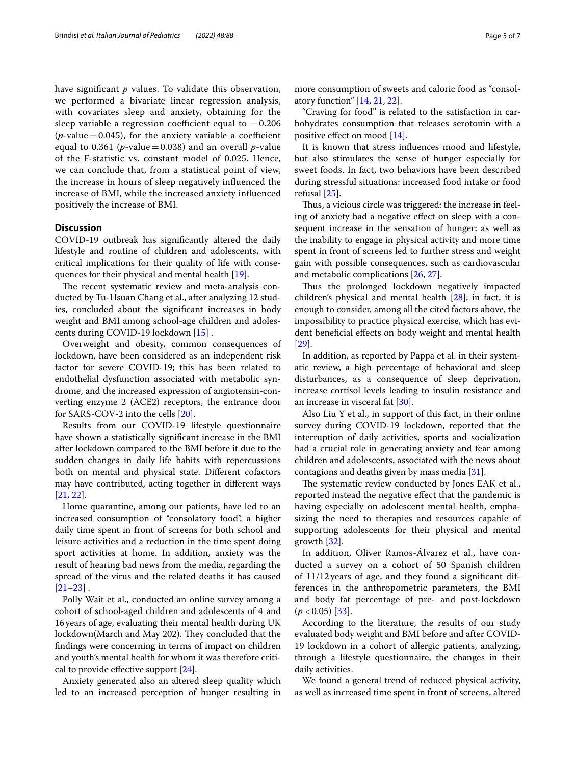have significant *p* values. To validate this observation, we performed a bivariate linear regression analysis, with covariates sleep and anxiety, obtaining for the sleep variable a regression coefficient equal to $-0.206$ (*p*-value = 0.045), for the anxiety variable a coefficient equal to 0.361 (*p*-value = 0.038) and an overall *p*-value of the F-statistic vs. constant model of 0.025. Hence, we can conclude that, from a statistical point of view, the increase in hours of sleep negatively influenced the increase of BMI, while the increased anxiety influenced positively the increase of BMI.

## Discussion

COVID-19 outbreak has significantly altered the daily lifestyle and routine of children and adolescents, with critical implications for their quality of life with consequences for their physical and mental health [19].

The recent systematic review and meta-analysis conducted by Tu-Hsuan Chang et al., after analyzing 12 studies, concluded about the significant increases in body weight and BMI among school-age children and adolescents during COVID-19 lockdown [15] .

Overweight and obesity, common consequences of lockdown, have been considered as an independent risk factor for severe COVID-19; this has been related to endothelial dysfunction associated with metabolic syndrome, and the increased expression of angiotensin-converting enzyme 2 (ACE2) receptors, the entrance door for SARS-COV-2 into the cells [20].

Results from our COVID-19 lifestyle questionnaire have shown a statistically significant increase in the BMI after lockdown compared to the BMI before it due to the sudden changes in daily life habits with repercussions both on mental and physical state. Different cofactors may have contributed, acting together in different ways [21, 22].

Home quarantine, among our patients, have led to an increased consumption of "consolatory food", a higher daily time spent in front of screens for both school and leisure activities and a reduction in the time spent doing sport activities at home. In addition, anxiety was the result of hearing bad news from the media, regarding the spread of the virus and the related deaths it has caused [21–23] .

Polly Wait et al., conducted an online survey among a cohort of school-aged children and adolescents of 4 and 16 years of age, evaluating their mental health during UK lockdown(March and May 202). They concluded that the findings were concerning in terms of impact on children and youth's mental health for whom it was therefore critical to provide effective support [24].

Anxiety generated also an altered sleep quality which led to an increased perception of hunger resulting in more consumption of sweets and caloric food as "consolatory function" [14, 21, 22].

"Craving for food" is related to the satisfaction in carbohydrates consumption that releases serotonin with a positive effect on mood [14].

It is known that stress influences mood and lifestyle, but also stimulates the sense of hunger especially for sweet foods. In fact, two behaviors have been described during stressful situations: increased food intake or food refusal [25].

Thus, a vicious circle was triggered: the increase in feeling of anxiety had a negative effect on sleep with a consequent increase in the sensation of hunger; as well as the inability to engage in physical activity and more time spent in front of screens led to further stress and weight gain with possible consequences, such as cardiovascular and metabolic complications [26, 27].

Thus the prolonged lockdown negatively impacted children's physical and mental health [28]; in fact, it is enough to consider, among all the cited factors above, the impossibility to practice physical exercise, which has evident beneficial effects on body weight and mental health [29].

In addition, as reported by Pappa et al. in their systematic review, a high percentage of behavioral and sleep disturbances, as a consequence of sleep deprivation, increase cortisol levels leading to insulin resistance and an increase in visceral fat [30].

Also Liu Y et al., in support of this fact, in their online survey during COVID-19 lockdown, reported that the interruption of daily activities, sports and socialization had a crucial role in generating anxiety and fear among children and adolescents, associated with the news about contagions and deaths given by mass media [31].

The systematic review conducted by Jones EAK et al., reported instead the negative effect that the pandemic is having especially on adolescent mental health, emphasizing the need to therapies and resources capable of supporting adolescents for their physical and mental growth [32].

In addition, Oliver Ramos-Álvarez et al., have conducted a survey on a cohort of 50 Spanish children of 11/12 years of age, and they found a significant differences in the anthropometric parameters, the BMI and body fat percentage of pre- and post-lockdown ($p < 0.05$) [33].

According to the literature, the results of our study evaluated body weight and BMI before and after COVID-19 lockdown in a cohort of allergic patients, analyzing, through a lifestyle questionnaire, the changes in their daily activities.

We found a general trend of reduced physical activity, as well as increased time spent in front of screens, altered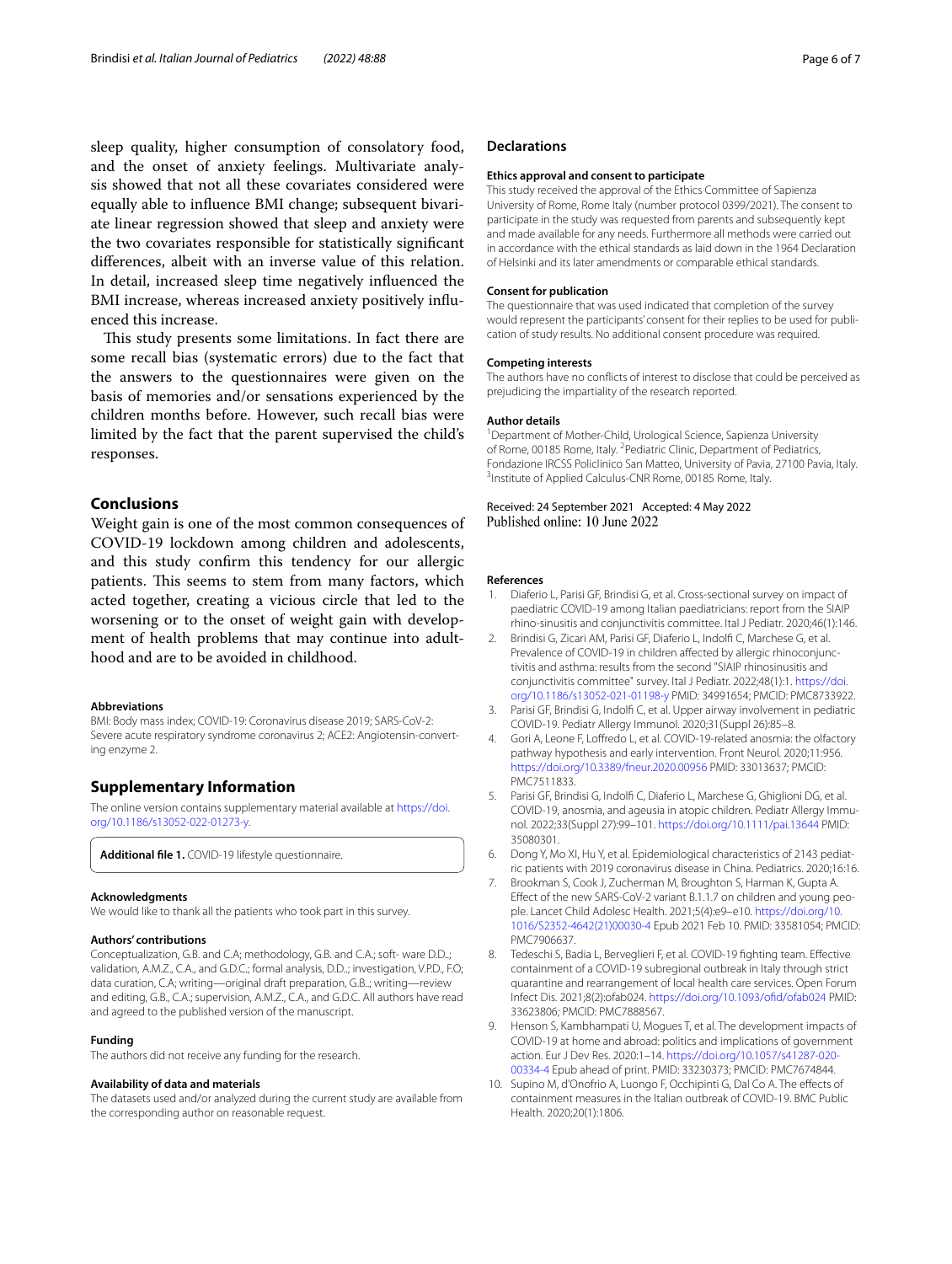sleep quality, higher consumption of consolatory food, and the onset of anxiety feelings. Multivariate analysis showed that not all these covariates considered were equally able to influence BMI change; subsequent bivariate linear regression showed that sleep and anxiety were the two covariates responsible for statistically significant differences, albeit with an inverse value of this relation. In detail, increased sleep time negatively influenced the BMI increase, whereas increased anxiety positively influenced this increase.

This study presents some limitations. In fact there are some recall bias (systematic errors) due to the fact that the answers to the questionnaires were given on the basis of memories and/or sensations experienced by the children months before. However, such recall bias were limited by the fact that the parent supervised the child's responses.

## Conclusions

Weight gain is one of the most common consequences of COVID-19 lockdown among children and adolescents, and this study confirm this tendency for our allergic patients. This seems to stem from many factors, which acted together, creating a vicious circle that led to the worsening or to the onset of weight gain with development of health problems that may continue into adulthood and are to be avoided in childhood.

#### Abbreviations

BMI: Body mass index; COVID-19: Coronavirus disease 2019; SARS-CoV-2: Severe acute respiratory syndrome coronavirus 2; ACE2: Angiotensin-converting enzyme 2.

## Supplementary Information

The online version contains supplementary material available at https://doi.org/10.1186/s13052-022-01273-y.

**Additional file 1.** COVID-19 lifestyle questionnaire.

#### Acknowledgments

We would like to thank all the patients who took part in this survey.

#### Authors' contributions

Conceptualization, G.B. and C.A; methodology, G.B. and C.A.; soft- ware D.D.; validation, A.M.Z., C.A., and G.D.C.; formal analysis, D.D.; investigation, V.P.D., F.O; data curation, C.A; writing—original draft preparation, G.B.; writing—review and editing, G.B., C.A.; supervision, A.M.Z., C.A., and G.D.C. All authors have read and agreed to the published version of the manuscript.

#### Funding

The authors did not receive any funding for the research.

#### Availability of data and materials

The datasets used and/or analyzed during the current study are available from the corresponding author on reasonable request.

## Declarations

#### Ethics approval and consent to participate

This study received the approval of the Ethics Committee of Sapienza University of Rome, Rome Italy (number protocol 0399/2021). The consent to participate in the study was requested from parents and subsequently kept and made available for any needs. Furthermore all methods were carried out in accordance with the ethical standards as laid down in the 1964 Declaration of Helsinki and its later amendments or comparable ethical standards.

#### Consent for publication

The questionnaire that was used indicated that completion of the survey would represent the participants' consent for their replies to be used for publication of study results. No additional consent procedure was required.

#### Competing interests

The authors have no conflicts of interest to disclose that could be perceived as prejudicing the impartiality of the research reported.

#### Author details

[1]Department of Mother-Child, Urological Science, Sapienza University of Rome, 00185 Rome, Italy. [2]Pediatric Clinic, Department of Pediatrics, Fondazione IRCSS Policlinico San Matteo, University of Pavia, 27100 Pavia, Italy. [3]Institute of Applied Calculus-CNR Rome, 00185 Rome, Italy.

Received: 24 September 2021 Accepted: 4 May 2022
Published online: 10 June 2022

#### References

1. Diaferio L, Parisi GF, Brindisi G, et al. Cross-sectional survey on impact of paediatric COVID-19 among Italian paediatricians: report from the SIAIP rhino-sinusitis and conjunctivitis committee. Ital J Pediatr. 2020;46(1):146.
2. Brindisi G, Zicari AM, Parisi GF, Diaferio L, Indolfi C, Marchese G, et al. Prevalence of COVID-19 in children affected by allergic rhinoconjunctivitis and asthma: results from the second "SIAIP rhinosinusitis and conjunctivitis committee" survey. Ital J Pediatr. 2022;48(1):1. https://doi.org/10.1186/s13052-021-01198-y PMID: 34991654; PMCID: PMC8733922.
3. Parisi GF, Brindisi G, Indolfi C, et al. Upper airway involvement in pediatric COVID-19. Pediatr Allergy Immunol. 2020;31(Suppl 26):85–8.
4. Gori A, Leone F, Loffredo L, et al. COVID-19-related anosmia: the olfactory pathway hypothesis and early intervention. Front Neurol. 2020;11:956. https://doi.org/10.3389/fneur.2020.00956 PMID: 33013637; PMCID: PMC7511833.
5. Parisi GF, Brindisi G, Indolfi C, Diaferio L, Marchese G, Ghiglioni DG, et al. COVID-19, anosmia, and ageusia in atopic children. Pediatr Allergy Immunol. 2022;33(Suppl 27):99–101. https://doi.org/10.1111/pai.13644 PMID: 35080301.
6. Dong Y, Mo XI, Hu Y, et al. Epidemiological characteristics of 2143 pediatric patients with 2019 coronavirus disease in China. Pediatrics. 2020;16:16.
7. Brookman S, Cook J, Zucherman M, Broughton S, Harman K, Gupta A. Effect of the new SARS-CoV-2 variant B.1.1.7 on children and young people. Lancet Child Adolesc Health. 2021;5(4):e9–e10. https://doi.org/10.1016/S2352-4642(21)00030-4 Epub 2021 Feb 10. PMID: 33581054; PMCID: PMC7906637.
8. Tedeschi S, Badia L, Berveglieri F, et al. COVID-19 fighting team. Effective containment of a COVID-19 subregional outbreak in Italy through strict quarantine and rearrangement of local health care services. Open Forum Infect Dis. 2021;8(2):ofab024. https://doi.org/10.1093/ofid/ofab024 PMID: 33623806; PMCID: PMC7888567.
9. Henson S, Kambhampati U, Mogues T, et al. The development impacts of COVID-19 at home and abroad: politics and implications of government action. Eur J Dev Res. 2020:1–14. https://doi.org/10.1057/s41287-020-00334-4 Epub ahead of print. PMID: 33230373; PMCID: PMC7674844.
10. Supino M, d'Onofrio A, Luongo F, Occhipinti G, Dal Co A. The effects of containment measures in the Italian outbreak of COVID-19. BMC Public Health. 2020;20(1):1806.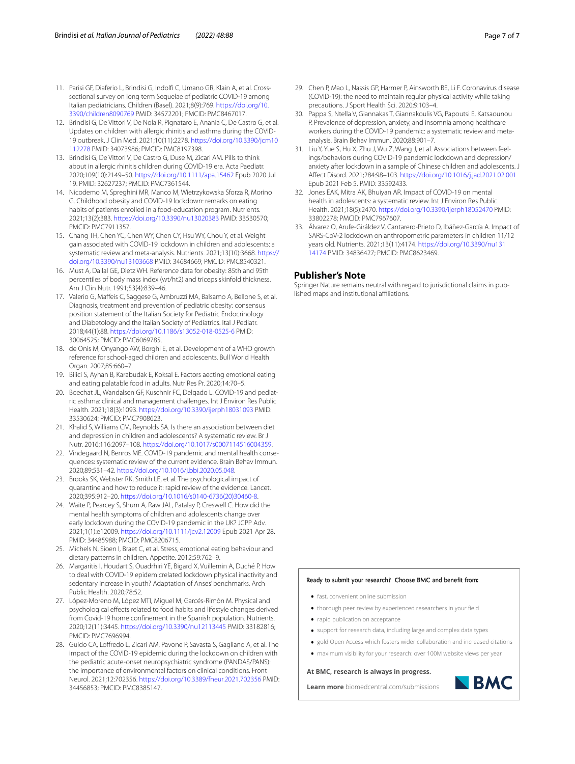11. Parisi GF, Diaferio L, Brindisi G, Indolfi C, Umano GR, Klain A, et al. Cross-sectional survey on long term Sequelae of pediatric COVID-19 among Italian pediatricians. Children (Basel). 2021;8(9):769. https://doi.org/10.3390/children8090769 PMID: 34572201; PMCID: PMC8467017.
12. Brindisi G, De Vittori V, De Nola R, Pignataro E, Anania C, De Castro G, et al. Updates on children with allergic rhinitis and asthma during the COVID-19 outbreak. J Clin Med. 2021;10(11):2278. https://doi.org/10.3390/jcm10112278 PMID: 34073986; PMCID: PMC8197398.
13. Brindisi G, De Vittori V, De Castro G, Duse M, Zicari AM. Pills to think about in allergic rhinitis children during COVID-19 era. Acta Paediatr. 2020;109(10):2149–50. https://doi.org/10.1111/apa.15462 Epub 2020 Jul 19. PMID: 32627237; PMCID: PMC7361544.
14. Nicodemo M, Spreghini MR, Manco M, Wietrzykowska Sforza R, Morino G. Childhood obesity and COVID-19 lockdown: remarks on eating habits of patients enrolled in a food-education program. Nutrients. 2021;13(2):383. https://doi.org/10.3390/nu13020383 PMID: 33530570; PMCID: PMC7911357.
15. Chang TH, Chen YC, Chen WY, Chen CY, Hsu WY, Chou Y, et al. Weight gain associated with COVID-19 lockdown in children and adolescents: a systematic review and meta-analysis. Nutrients. 2021;13(10):3668. https://doi.org/10.3390/nu13103668 PMID: 34684669; PMCID: PMC8540321.
16. Must A, Dallal GE, Dietz WH. Reference data for obesity: 85th and 95th percentiles of body mass index (wt/ht2) and triceps skinfold thickness. Am J Clin Nutr. 1991;53(4):839–46.
17. Valerio G, Maffeis C, Saggese G, Ambruzzi MA, Balsamo A, Bellone S, et al. Diagnosis, treatment and prevention of pediatric obesity: consensus position statement of the Italian Society for Pediatric Endocrinology and Diabetology and the Italian Society of Pediatrics. Ital J Pediatr. 2018;44(1):88. https://doi.org/10.1186/s13052-018-0525-6 PMID: 30064525; PMCID: PMC6069785.
18. de Onis M, Onyango AW, Borghi E, et al. Development of a WHO growth reference for school-aged children and adolescents. Bull World Health Organ. 2007;85:660–7.
19. Bilici S, Ayhan B, Karabudak E, Koksal E. Factors aecting emotional eating and eating palatable food in adults. Nutr Res Pr. 2020;14:70–5.
20. Boechat JL, Wandalsen GF, Kuschnir FC, Delgado L. COVID-19 and pediatric asthma: clinical and management challenges. Int J Environ Res Public Health. 2021;18(3):1093. https://doi.org/10.3390/ijerph18031093 PMID: 33530624; PMCID: PMC7908623.
21. Khalid S, Williams CM, Reynolds SA. Is there an association between diet and depression in children and adolescents? A systematic review. Br J Nutr. 2016;116:2097–108. https://doi.org/10.1017/s0007114516004359.
22. Vindegaard N, Benros ME. COVID-19 pandemic and mental health consequences: systematic review of the current evidence. Brain Behav Immun. 2020;89:531–42. https://doi.org/10.1016/j.bbi.2020.05.048.
23. Brooks SK, Webster RK, Smith LE, et al. The psychological impact of quarantine and how to reduce it: rapid review of the evidence. Lancet. 2020;395:912–20. https://doi.org/10.1016/s0140-6736(20)30460-8.
24. Waite P, Pearcey S, Shum A, Raw JAL, Patalay P, Creswell C. How did the mental health symptoms of children and adolescents change over early lockdown during the COVID-19 pandemic in the UK? JCPP Adv. 2021;1(1):e12009. https://doi.org/10.1111/jcv2.12009 Epub 2021 Apr 28. PMID: 34485988; PMCID: PMC8206715.
25. Michels N, Sioen I, Braet C, et al. Stress, emotional eating behaviour and dietary patterns in children. Appetite. 2012;59:762–9.
26. Margaritis I, Houdart S, Ouadrhiri YE, Bigard X, Vuillemin A, Duché P. How to deal with COVID-19 epidemicrelated lockdown physical inactivity and sedentary increase in youth? Adaptation of Anses' benchmarks. Arch Public Health. 2020;78:52.
27. López-Moreno M, López MTI, Miguel M, Garcés-Rimón M. Physical and psychological effects related to food habits and lifestyle changes derived from Covid-19 home confinement in the Spanish population. Nutrients. 2020;12(11):3445. https://doi.org/10.3390/nu12113445 PMID: 33182816; PMCID: PMC7696994.
28. Guido CA, Loffredo L, Zicari AM, Pavone P, Savasta S, Gagliano A, et al. The impact of the COVID-19 epidemic during the lockdown on children with the pediatric acute-onset neuropsychiatric syndrome (PANDAS/PANS): the importance of environmental factors on clinical conditions. Front Neurol. 2021;12:702356. https://doi.org/10.3389/fneur.2021.702356 PMID: 34456853; PMCID: PMC8385147.
29. Chen P, Mao L, Nassis GP, Harmer P, Ainsworth BE, Li F. Coronavirus disease (COVID-19): the need to maintain regular physical activity while taking precautions. J Sport Health Sci. 2020;9:103–4.
30. Pappa S, Ntella V, Giannakas T, Giannakoulis VG, Papoutsi E, Katsaounou P. Prevalence of depression, anxiety, and insomnia among healthcare workers during the COVID-19 pandemic: a systematic review and meta-analysis. Brain Behav Immun. 2020;88:901–7.
31. Liu Y, Yue S, Hu X, Zhu J, Wu Z, Wang J, et al. Associations between feelings/behaviors during COVID-19 pandemic lockdown and depression/anxiety after lockdown in a sample of Chinese children and adolescents. J Affect Disord. 2021;284:98–103. https://doi.org/10.1016/j.jad.2021.02.001 Epub 2021 Feb 5. PMID: 33592433.
32. Jones EAK, Mitra AK, Bhuiyan AR. Impact of COVID-19 on mental health in adolescents: a systematic review. Int J Environ Res Public Health. 2021;18(5):2470. https://doi.org/10.3390/ijerph18052470 PMID: 33802278; PMCID: PMC7967607.
33. Álvarez O, Arufe-Giráldez V, Cantarero-Prieto D, Ibáñez-García A. Impact of SARS-CoV-2 lockdown on anthropometric parameters in children 11/12 years old. Nutrients. 2021;13(11):4174. https://doi.org/10.3390/nu13114174 PMID: 34836427; PMCID: PMC8623469.

## Publisher's Note

Springer Nature remains neutral with regard to jurisdictional claims in published maps and institutional affiliations.

Ready to submit your research? Choose BMC and benefit from:

- fast, convenient online submission
- thorough peer review by experienced researchers in your field
- rapid publication on acceptance
- support for research data, including large and complex data types
- gold Open Access which fosters wider collaboration and increased citations
- maximum visibility for your research: over 100M website views per year

**At BMC, research is always in progress.**

**Learn more** biomedcentral.com/submissions

BMC